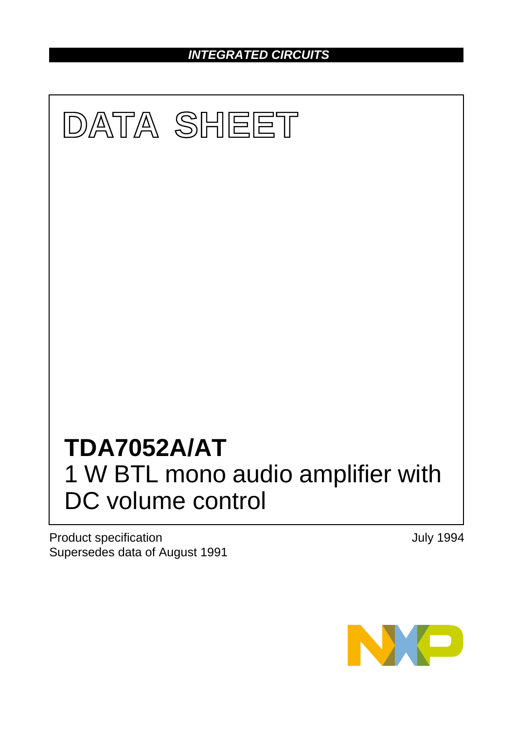INTEGRATED CIRCUITS

# DATA SHEET

# TDA7052A/AT

## 1 W BTL mono audio amplifier with DC volume control

Product specification
Supersedes data of August 1991

July 1994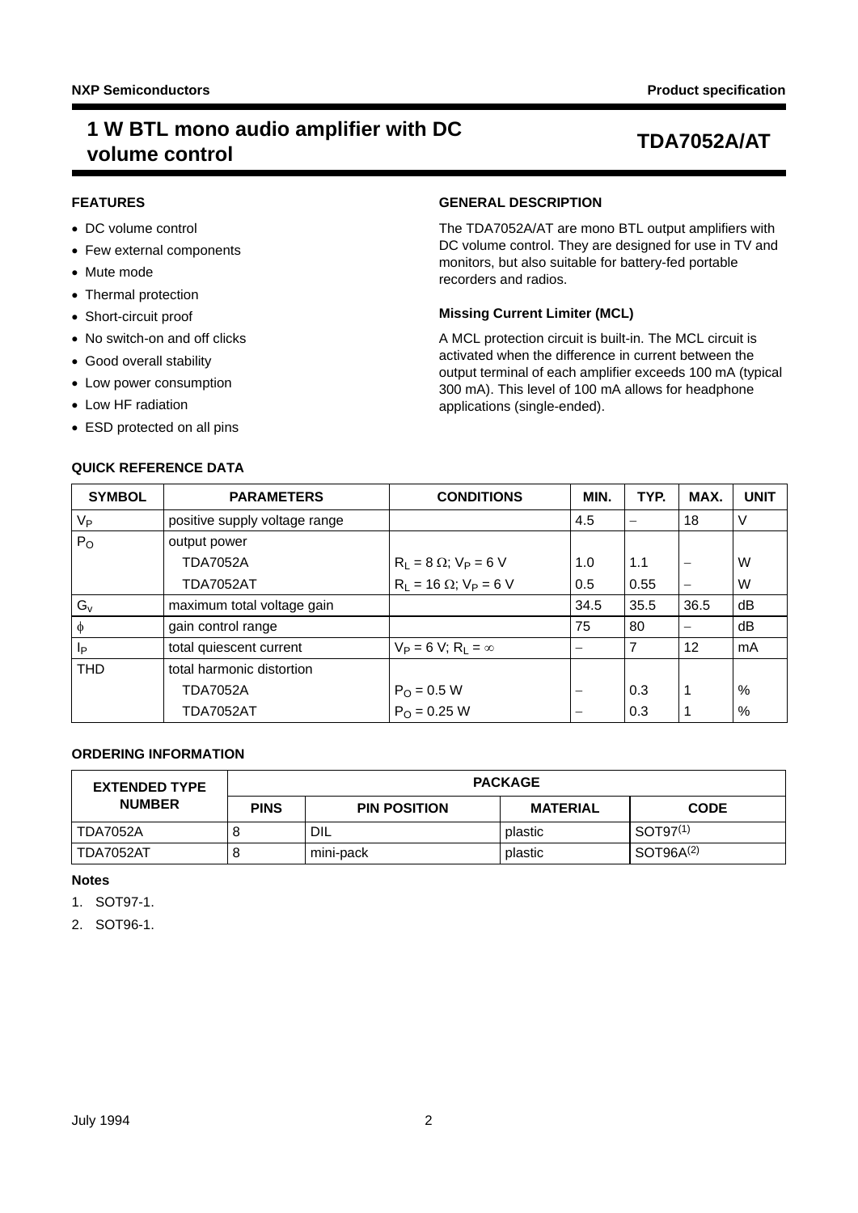# 1 W BTL mono audio amplifier with DC volume control — TDA7052A/AT

## FEATURES

- DC volume control
- Few external components
- Mute mode
- Thermal protection
- Short-circuit proof
- No switch-on and off clicks
- Good overall stability
- Low power consumption
- Low HF radiation
- ESD protected on all pins

## GENERAL DESCRIPTION

The TDA7052A/AT are mono BTL output amplifiers with DC volume control. They are designed for use in TV and monitors, but also suitable for battery-fed portable recorders and radios.

### Missing Current Limiter (MCL)

A MCL protection circuit is built-in. The MCL circuit is activated when the difference in current between the output terminal of each amplifier exceeds 100 mA (typical 300 mA). This level of 100 mA allows for headphone applications (single-ended).

## QUICK REFERENCE DATA

| SYMBOL | PARAMETERS | CONDITIONS | MIN. | TYP. | MAX. | UNIT |
|---|---|---|---|---|---|---|
| $V_P$ | positive supply voltage range | | 4.5 | – | 18 | V |
| $P_O$ | output power | | | | | |
| | TDA7052A | $R_L = 8\ \Omega$; $V_P = 6$ V | 1.0 | 1.1 | – | W |
| | TDA7052AT | $R_L = 16\ \Omega$; $V_P = 6$ V | 0.5 | 0.55 | – | W |
| $G_v$ | maximum total voltage gain | | 34.5 | 35.5 | 36.5 | dB |
| $\phi$ | gain control range | | 75 | 80 | – | dB |
| $I_P$ | total quiescent current | $V_P = 6$ V; $R_L = \infty$ | – | 7 | 12 | mA |
| THD | total harmonic distortion | | | | | |
| | TDA7052A | $P_O = 0.5$ W | – | 0.3 | 1 | % |
| | TDA7052AT | $P_O = 0.25$ W | – | 0.3 | 1 | % |

## ORDERING INFORMATION

| EXTENDED TYPE NUMBER | PACKAGE | | | |
|---|---|---|---|---|
| | PINS | PIN POSITION | MATERIAL | CODE |
| TDA7052A | 8 | DIL | plastic | SOT97(1) |
| TDA7052AT | 8 | mini-pack | plastic | SOT96A(2) |

**Notes**

1. SOT97-1.
2. SOT96-1.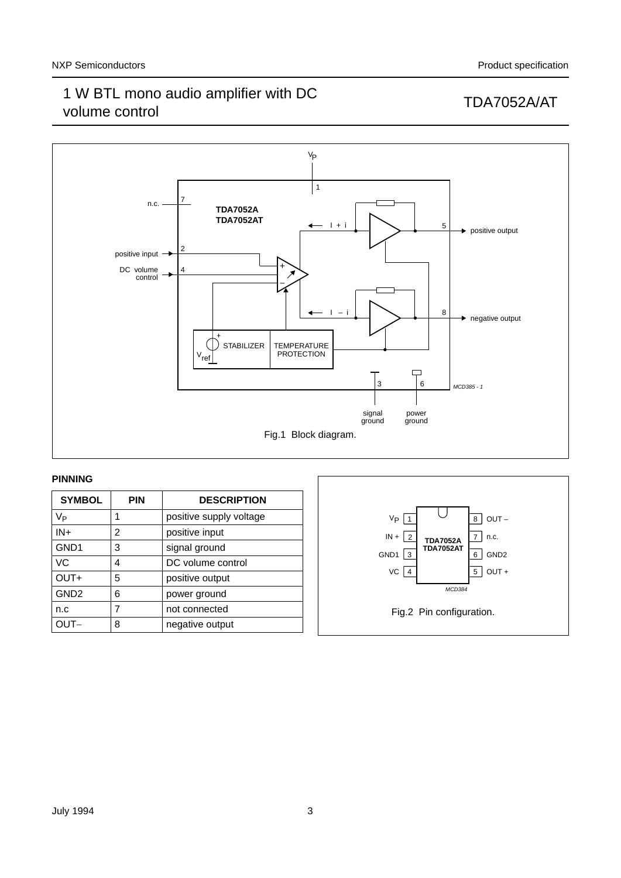Fig.1 Block diagram.

## PINNING

| SYMBOL | PIN | DESCRIPTION |
|---|---|---|
| $V_P$ | 1 | positive supply voltage |
| IN+ | 2 | positive input |
| GND1 | 3 | signal ground |
| VC | 4 | DC volume control |
| OUT+ | 5 | positive output |
| GND2 | 6 | power ground |
| n.c | 7 | not connected |
| OUT− | 8 | negative output |

Fig.2 Pin configuration.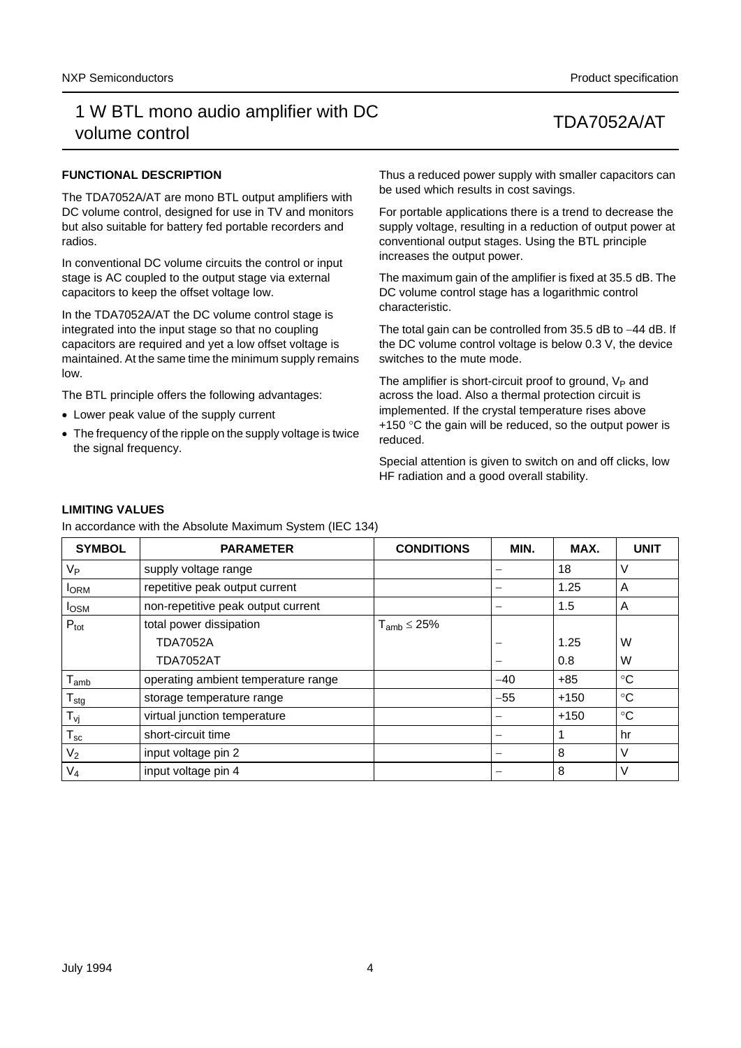## FUNCTIONAL DESCRIPTION

The TDA7052A/AT are mono BTL output amplifiers with DC volume control, designed for use in TV and monitors but also suitable for battery fed portable recorders and radios.

In conventional DC volume circuits the control or input stage is AC coupled to the output stage via external capacitors to keep the offset voltage low.

In the TDA7052A/AT the DC volume control stage is integrated into the input stage so that no coupling capacitors are required and yet a low offset voltage is maintained. At the same time the minimum supply remains low.

The BTL principle offers the following advantages:

- Lower peak value of the supply current
- The frequency of the ripple on the supply voltage is twice the signal frequency.

Thus a reduced power supply with smaller capacitors can be used which results in cost savings.

For portable applications there is a trend to decrease the supply voltage, resulting in a reduction of output power at conventional output stages. Using the BTL principle increases the output power.

The maximum gain of the amplifier is fixed at 35.5 dB. The DC volume control stage has a logarithmic control characteristic.

The total gain can be controlled from 35.5 dB to −44 dB. If the DC volume control voltage is below 0.3 V, the device switches to the mute mode.

The amplifier is short-circuit proof to ground, $V_P$ and across the load. Also a thermal protection circuit is implemented. If the crystal temperature rises above +150 °C the gain will be reduced, so the output power is reduced.

Special attention is given to switch on and off clicks, low HF radiation and a good overall stability.

## LIMITING VALUES

In accordance with the Absolute Maximum System (IEC 134)

| SYMBOL | PARAMETER | CONDITIONS | MIN. | MAX. | UNIT |
|---|---|---|---|---|---|
| $V_P$ | supply voltage range | | − | 18 | V |
| $I_{ORM}$ | repetitive peak output current | | − | 1.25 | A |
| $I_{OSM}$ | non-repetitive peak output current | | − | 1.5 | A |
| $P_{tot}$ | total power dissipation | $T_{amb} \leq 25\%$ | | | |
| | TDA7052A | | − | 1.25 | W |
| | TDA7052AT | | − | 0.8 | W |
| $T_{amb}$ | operating ambient temperature range | | −40 | +85 | °C |
| $T_{stg}$ | storage temperature range | | −55 | +150 | °C |
| $T_{vj}$ | virtual junction temperature | | − | +150 | °C |
| $T_{sc}$ | short-circuit time | | − | 1 | hr |
| $V_2$ | input voltage pin 2 | | − | 8 | V |
| $V_4$ | input voltage pin 4 | | − | 8 | V |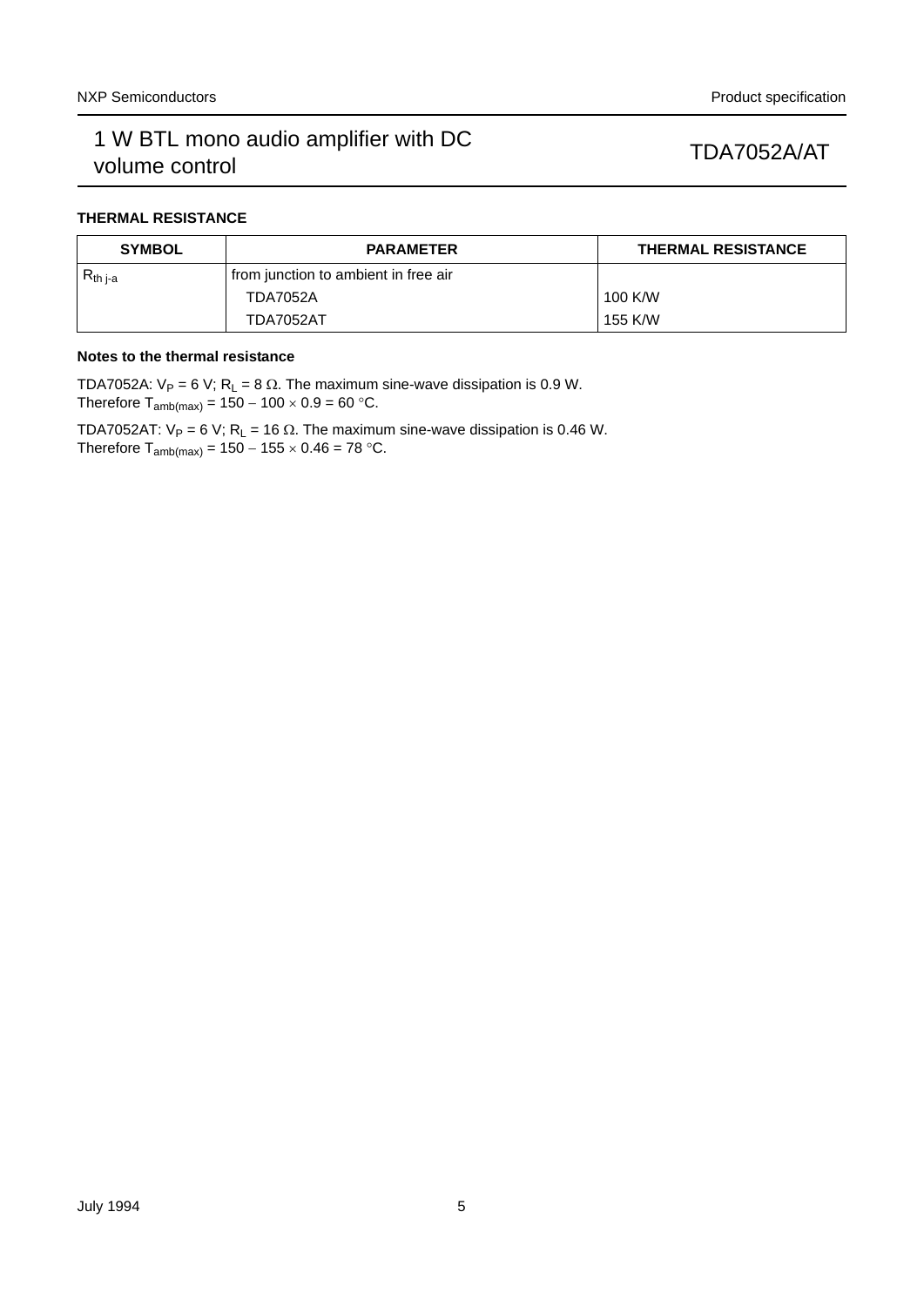## THERMAL RESISTANCE

| SYMBOL | PARAMETER | THERMAL RESISTANCE |
|---|---|---|
| $R_{th\ j\text{-}a}$ | from junction to ambient in free air | |
| | TDA7052A | 100 K/W |
| | TDA7052AT | 155 K/W |

### Notes to the thermal resistance

TDA7052A: $V_P$ = 6 V; $R_L$ = 8 Ω. The maximum sine-wave dissipation is 0.9 W.
Therefore $T_{amb(max)} = 150 - 100 \times 0.9 = 60$ °C.

TDA7052AT: $V_P$ = 6 V; $R_L$ = 16 Ω. The maximum sine-wave dissipation is 0.46 W.
Therefore $T_{amb(max)} = 150 - 155 \times 0.46 = 78$ °C.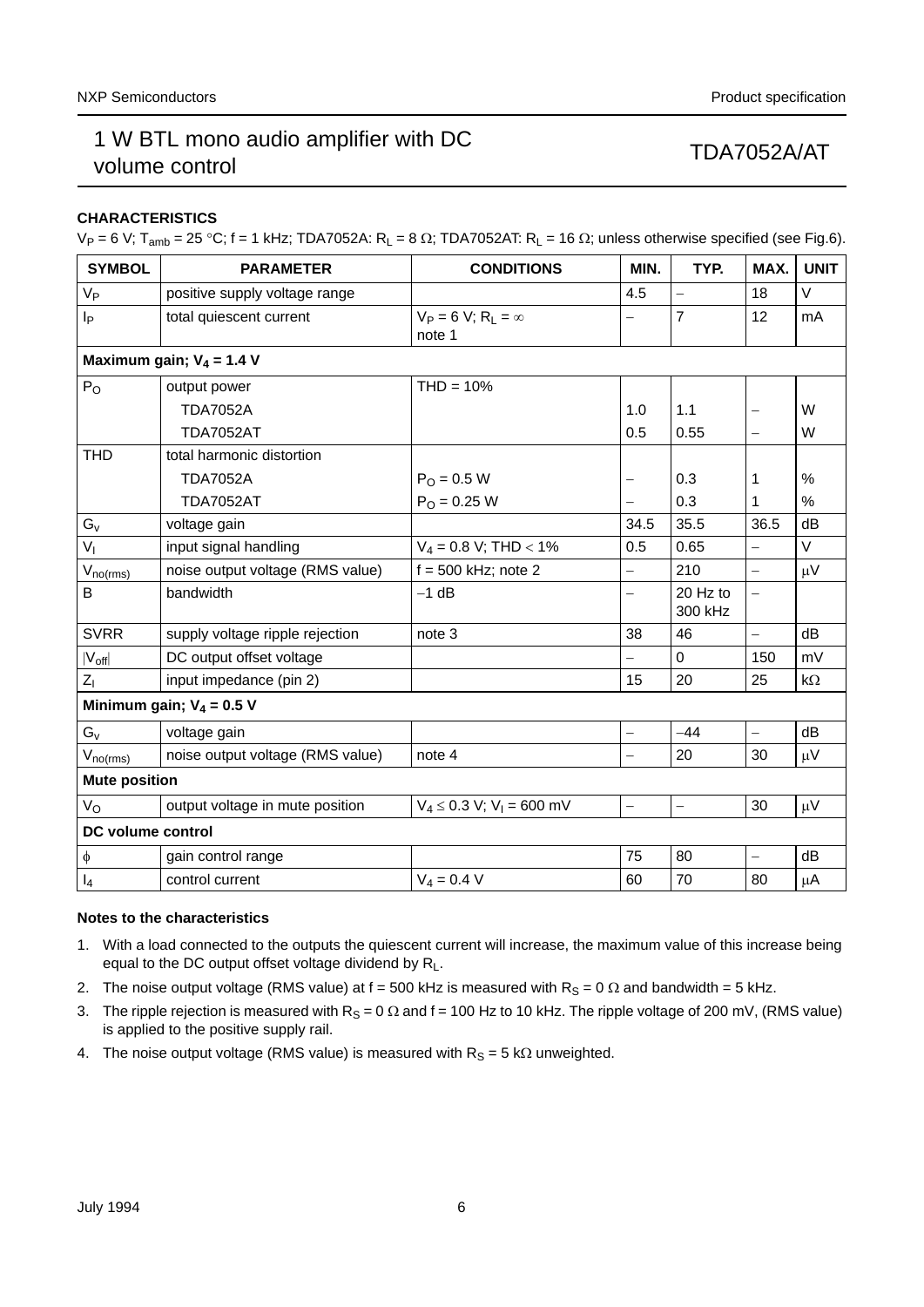## CHARACTERISTICS

$V_P$ = 6 V; $T_{amb}$ = 25 °C; f = 1 kHz; TDA7052A: $R_L$ = 8 Ω; TDA7052AT: $R_L$ = 16 Ω; unless otherwise specified (see Fig.6).

| SYMBOL | PARAMETER | CONDITIONS | MIN. | TYP. | MAX. | UNIT |
|---|---|---|---|---|---|---|
| $V_P$ | positive supply voltage range | | 4.5 | – | 18 | V |
| $I_P$ | total quiescent current | $V_P$ = 6 V; $R_L$ = ∞ note 1 | – | 7 | 12 | mA |
| **Maximum gain; $V_4$ = 1.4 V** | | | | | | |
| $P_O$ | output power | THD = 10% | | | | |
| | TDA7052A | | 1.0 | 1.1 | – | W |
| | TDA7052AT | | 0.5 | 0.55 | – | W |
| THD | total harmonic distortion | | | | | |
| | TDA7052A | $P_O$ = 0.5 W | – | 0.3 | 1 | % |
| | TDA7052AT | $P_O$ = 0.25 W | – | 0.3 | 1 | % |
| $G_v$ | voltage gain | | 34.5 | 35.5 | 36.5 | dB |
| $V_I$ | input signal handling | $V_4$ = 0.8 V; THD < 1% | 0.5 | 0.65 | – | V |
| $V_{no(rms)}$ | noise output voltage (RMS value) | f = 500 kHz; note 2 | – | 210 | – | μV |
| B | bandwidth | −1 dB | – | 20 Hz to 300 kHz | – | |
| SVRR | supply voltage ripple rejection | note 3 | 38 | 46 | – | dB |
| $\|V_{off}\|$ | DC output offset voltage | | – | 0 | 150 | mV |
| $Z_I$ | input impedance (pin 2) | | 15 | 20 | 25 | kΩ |
| **Minimum gain; $V_4$ = 0.5 V** | | | | | | |
| $G_v$ | voltage gain | | – | −44 | – | dB |
| $V_{no(rms)}$ | noise output voltage (RMS value) | note 4 | – | 20 | 30 | μV |
| **Mute position** | | | | | | |
| $V_O$ | output voltage in mute position | $V_4$ ≤ 0.3 V; $V_I$ = 600 mV | – | – | 30 | μV |
| **DC volume control** | | | | | | |
| ϕ | gain control range | | 75 | 80 | – | dB |
| $I_4$ | control current | $V_4$ = 0.4 V | 60 | 70 | 80 | μA |

#### Notes to the characteristics

1. With a load connected to the outputs the quiescent current will increase, the maximum value of this increase being equal to the DC output offset voltage dividend by $R_L$.
2. The noise output voltage (RMS value) at f = 500 kHz is measured with $R_S$ = 0 Ω and bandwidth = 5 kHz.
3. The ripple rejection is measured with $R_S$ = 0 Ω and f = 100 Hz to 10 kHz. The ripple voltage of 200 mV, (RMS value) is applied to the positive supply rail.
4. The noise output voltage (RMS value) is measured with $R_S$ = 5 kΩ unweighted.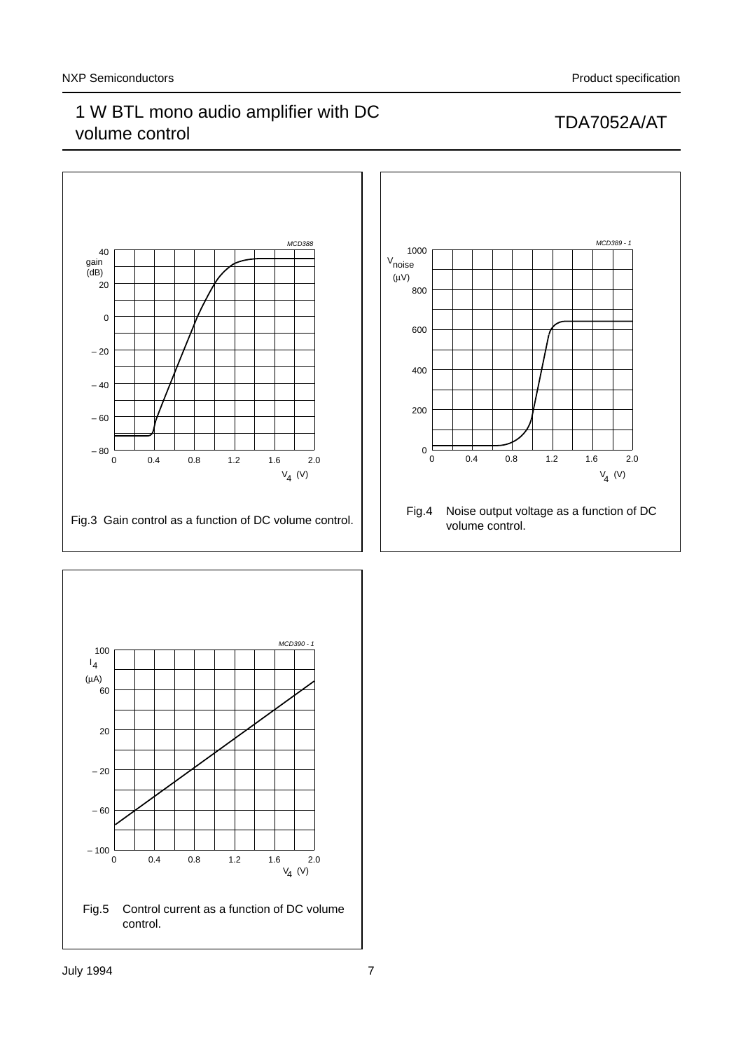Fig.3 Gain control as a function of DC volume control.

Fig.4 Noise output voltage as a function of DC volume control.

Fig.5 Control current as a function of DC volume control.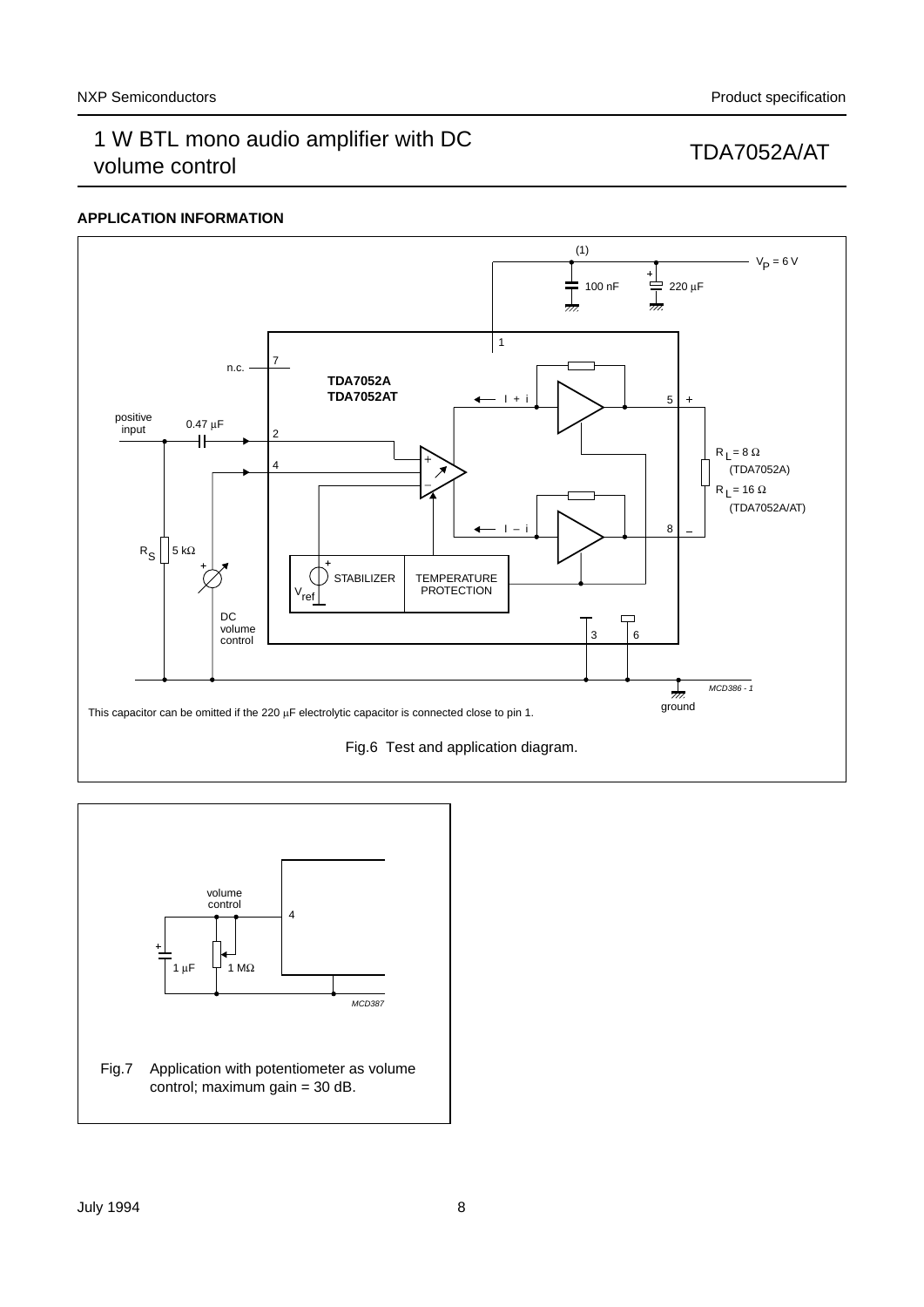## APPLICATION INFORMATION

This capacitor can be omitted if the 220 μF electrolytic capacitor is connected close to pin 1.

Fig.6 Test and application diagram.

Fig.7 Application with potentiometer as volume control; maximum gain = 30 dB.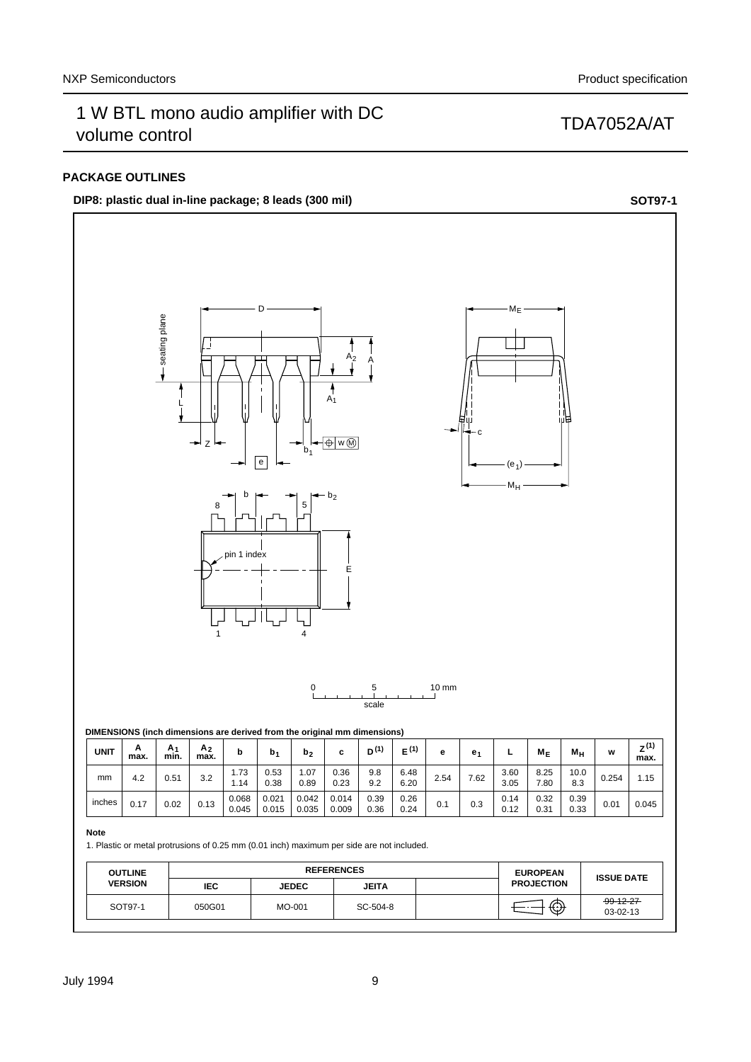## PACKAGE OUTLINES

**DIP8: plastic dual in-line package; 8 leads (300 mil)** **SOT97-1**

**DIMENSIONS (inch dimensions are derived from the original mm dimensions)**

| UNIT | A max. | $A_1$ min. | $A_2$ max. | b | $b_1$ | $b_2$ | c | $D^{(1)}$ | $E^{(1)}$ | e | $e_1$ | L | $M_E$ | $M_H$ | w | $Z^{(1)}$ max. |
|---|---|---|---|---|---|---|---|---|---|---|---|---|---|---|---|---|
| mm | 4.2 | 0.51 | 3.2 | 1.73<br>1.14 | 0.53<br>0.38 | 1.07<br>0.89 | 0.36<br>0.23 | 9.8<br>9.2 | 6.48<br>6.20 | 2.54 | 7.62 | 3.60<br>3.05 | 8.25<br>7.80 | 10.0<br>8.3 | 0.254 | 1.15 |
| inches | 0.17 | 0.02 | 0.13 | 0.068<br>0.045 | 0.021<br>0.015 | 0.042<br>0.035 | 0.014<br>0.009 | 0.39<br>0.36 | 0.26<br>0.24 | 0.1 | 0.3 | 0.14<br>0.12 | 0.32<br>0.31 | 0.39<br>0.33 | 0.01 | 0.045 |

**Note**

1. Plastic or metal protrusions of 0.25 mm (0.01 inch) maximum per side are not included.

| OUTLINE VERSION | REFERENCES | | | | EUROPEAN PROJECTION | ISSUE DATE |
|---|---|---|---|---|---|---|
| | IEC | JEDEC | JEITA | | | |
| SOT97-1 | 050G01 | MO-001 | SC-504-8 | | | ~~99-12-27~~<br>03-02-13 |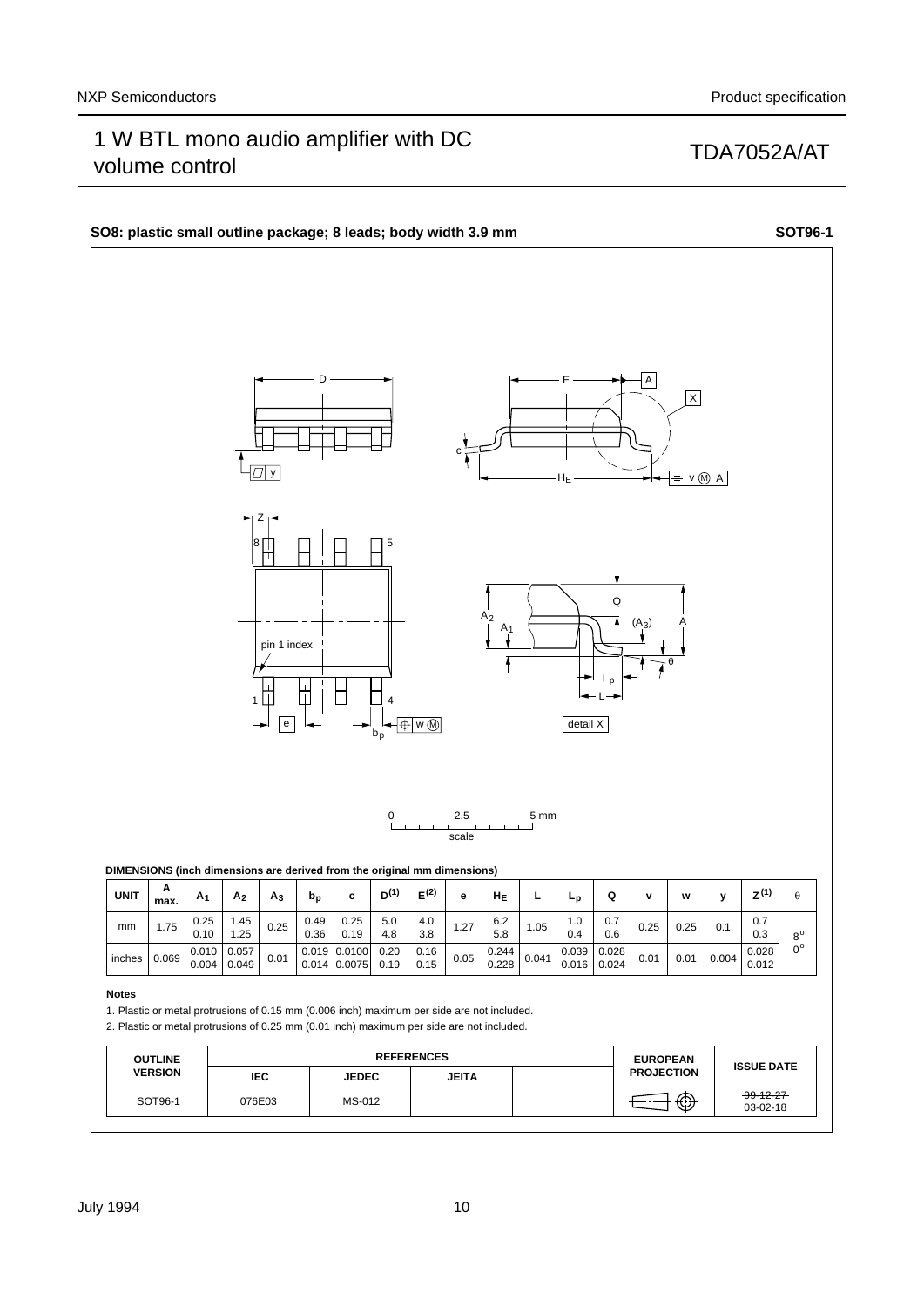**SO8: plastic small outline package; 8 leads; body width 3.9 mm** **SOT96-1**

0 2.5 5 mm
scale

**DIMENSIONS (inch dimensions are derived from the original mm dimensions)**

| UNIT | A max. | $A_1$ | $A_2$ | $A_3$ | $b_p$ | c | $D^{(1)}$ | $E^{(2)}$ | e | $H_E$ | L | $L_p$ | Q | v | w | y | $Z^{(1)}$ | θ |
|---|---|---|---|---|---|---|---|---|---|---|---|---|---|---|---|---|---|---|
| mm | 1.75 | 0.25<br>0.10 | 1.45<br>1.25 | 0.25 | 0.49<br>0.36 | 0.25<br>0.19 | 5.0<br>4.8 | 4.0<br>3.8 | 1.27 | 6.2<br>5.8 | 1.05 | 1.0<br>0.4 | 0.7<br>0.6 | 0.25 | 0.25 | 0.1 | 0.7<br>0.3 | 8°<br>0° |
| inches | 0.069 | 0.010<br>0.004 | 0.057<br>0.049 | 0.01 | 0.019<br>0.014 | 0.0100<br>0.0075 | 0.20<br>0.19 | 0.16<br>0.15 | 0.05 | 0.244<br>0.228 | 0.041 | 0.039<br>0.016 | 0.028<br>0.024 | 0.01 | 0.01 | 0.004 | 0.028<br>0.012 | |

**Notes**

1. Plastic or metal protrusions of 0.15 mm (0.006 inch) maximum per side are not included.
2. Plastic or metal protrusions of 0.25 mm (0.01 inch) maximum per side are not included.

| OUTLINE VERSION | REFERENCES | | | | EUROPEAN PROJECTION | ISSUE DATE |
|---|---|---|---|---|---|---|
| | IEC | JEDEC | JEITA | | | |
| SOT96-1 | 076E03 | MS-012 | | | | ~~99-12-27~~<br>03-02-18 |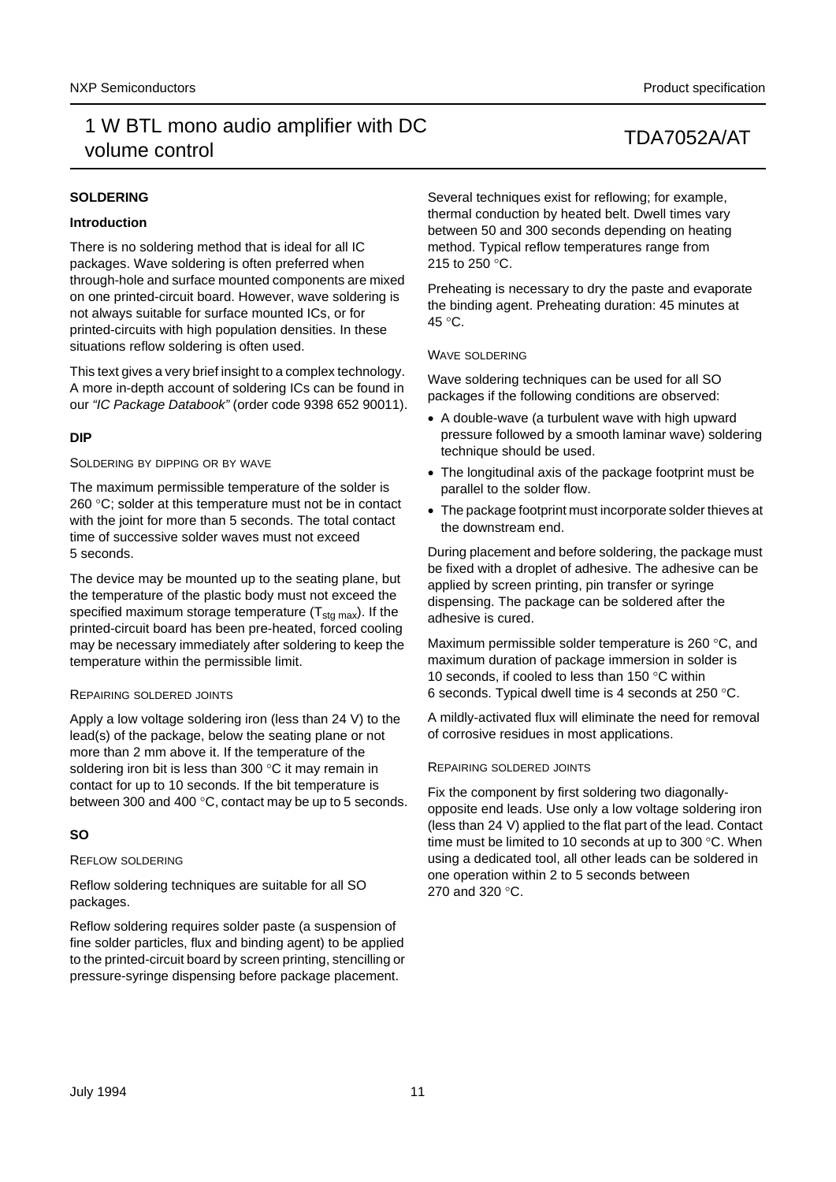## SOLDERING

### Introduction

There is no soldering method that is ideal for all IC packages. Wave soldering is often preferred when through-hole and surface mounted components are mixed on one printed-circuit board. However, wave soldering is not always suitable for surface mounted ICs, or for printed-circuits with high population densities. In these situations reflow soldering is often used.

This text gives a very brief insight to a complex technology. A more in-depth account of soldering ICs can be found in our *"IC Package Databook"* (order code 9398 652 90011).

### DIP

#### Soldering by dipping or by wave

The maximum permissible temperature of the solder is 260 °C; solder at this temperature must not be in contact with the joint for more than 5 seconds. The total contact time of successive solder waves must not exceed 5 seconds.

The device may be mounted up to the seating plane, but the temperature of the plastic body must not exceed the specified maximum storage temperature ($T_{stg\,max}$). If the printed-circuit board has been pre-heated, forced cooling may be necessary immediately after soldering to keep the temperature within the permissible limit.

#### Repairing soldered joints

Apply a low voltage soldering iron (less than 24 V) to the lead(s) of the package, below the seating plane or not more than 2 mm above it. If the temperature of the soldering iron bit is less than 300 °C it may remain in contact for up to 10 seconds. If the bit temperature is between 300 and 400 °C, contact may be up to 5 seconds.

### SO

#### Reflow soldering

Reflow soldering techniques are suitable for all SO packages.

Reflow soldering requires solder paste (a suspension of fine solder particles, flux and binding agent) to be applied to the printed-circuit board by screen printing, stencilling or pressure-syringe dispensing before package placement.

Several techniques exist for reflowing; for example, thermal conduction by heated belt. Dwell times vary between 50 and 300 seconds depending on heating method. Typical reflow temperatures range from 215 to 250 °C.

Preheating is necessary to dry the paste and evaporate the binding agent. Preheating duration: 45 minutes at 45 °C.

#### Wave soldering

Wave soldering techniques can be used for all SO packages if the following conditions are observed:

- A double-wave (a turbulent wave with high upward pressure followed by a smooth laminar wave) soldering technique should be used.
- The longitudinal axis of the package footprint must be parallel to the solder flow.
- The package footprint must incorporate solder thieves at the downstream end.

During placement and before soldering, the package must be fixed with a droplet of adhesive. The adhesive can be applied by screen printing, pin transfer or syringe dispensing. The package can be soldered after the adhesive is cured.

Maximum permissible solder temperature is 260 °C, and maximum duration of package immersion in solder is 10 seconds, if cooled to less than 150 °C within 6 seconds. Typical dwell time is 4 seconds at 250 °C.

A mildly-activated flux will eliminate the need for removal of corrosive residues in most applications.

#### Repairing soldered joints

Fix the component by first soldering two diagonally-opposite end leads. Use only a low voltage soldering iron (less than 24 V) applied to the flat part of the lead. Contact time must be limited to 10 seconds at up to 300 °C. When using a dedicated tool, all other leads can be soldered in one operation within 2 to 5 seconds between 270 and 320 °C.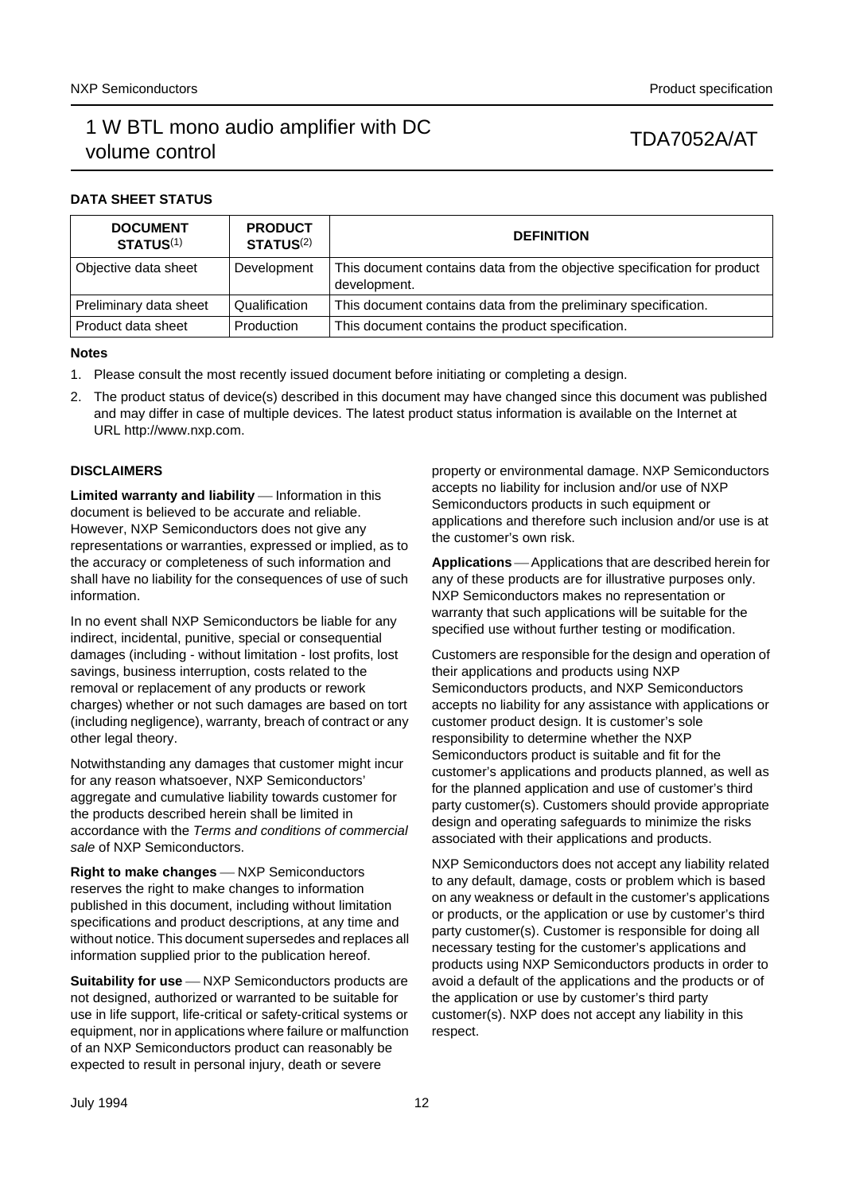## DATA SHEET STATUS

| DOCUMENT STATUS(1) | PRODUCT STATUS(2) | DEFINITION |
|---|---|---|
| Objective data sheet | Development | This document contains data from the objective specification for product development. |
| Preliminary data sheet | Qualification | This document contains data from the preliminary specification. |
| Product data sheet | Production | This document contains the product specification. |

**Notes**

1. Please consult the most recently issued document before initiating or completing a design.
2. The product status of device(s) described in this document may have changed since this document was published and may differ in case of multiple devices. The latest product status information is available on the Internet at URL http://www.nxp.com.

## DISCLAIMERS

**Limited warranty and liability** — Information in this document is believed to be accurate and reliable. However, NXP Semiconductors does not give any representations or warranties, expressed or implied, as to the accuracy or completeness of such information and shall have no liability for the consequences of use of such information.

In no event shall NXP Semiconductors be liable for any indirect, incidental, punitive, special or consequential damages (including - without limitation - lost profits, lost savings, business interruption, costs related to the removal or replacement of any products or rework charges) whether or not such damages are based on tort (including negligence), warranty, breach of contract or any other legal theory.

Notwithstanding any damages that customer might incur for any reason whatsoever, NXP Semiconductors' aggregate and cumulative liability towards customer for the products described herein shall be limited in accordance with the *Terms and conditions of commercial sale* of NXP Semiconductors.

**Right to make changes** — NXP Semiconductors reserves the right to make changes to information published in this document, including without limitation specifications and product descriptions, at any time and without notice. This document supersedes and replaces all information supplied prior to the publication hereof.

**Suitability for use** — NXP Semiconductors products are not designed, authorized or warranted to be suitable for use in life support, life-critical or safety-critical systems or equipment, nor in applications where failure or malfunction of an NXP Semiconductors product can reasonably be expected to result in personal injury, death or severe property or environmental damage. NXP Semiconductors accepts no liability for inclusion and/or use of NXP Semiconductors products in such equipment or applications and therefore such inclusion and/or use is at the customer's own risk.

**Applications** — Applications that are described herein for any of these products are for illustrative purposes only. NXP Semiconductors makes no representation or warranty that such applications will be suitable for the specified use without further testing or modification.

Customers are responsible for the design and operation of their applications and products using NXP Semiconductors products, and NXP Semiconductors accepts no liability for any assistance with applications or customer product design. It is customer's sole responsibility to determine whether the NXP Semiconductors product is suitable and fit for the customer's applications and products planned, as well as for the planned application and use of customer's third party customer(s). Customers should provide appropriate design and operating safeguards to minimize the risks associated with their applications and products.

NXP Semiconductors does not accept any liability related to any default, damage, costs or problem which is based on any weakness or default in the customer's applications or products, or the application or use by customer's third party customer(s). Customer is responsible for doing all necessary testing for the customer's applications and products using NXP Semiconductors products in order to avoid a default of the applications and the products or of the application or use by customer's third party customer(s). NXP does not accept any liability in this respect.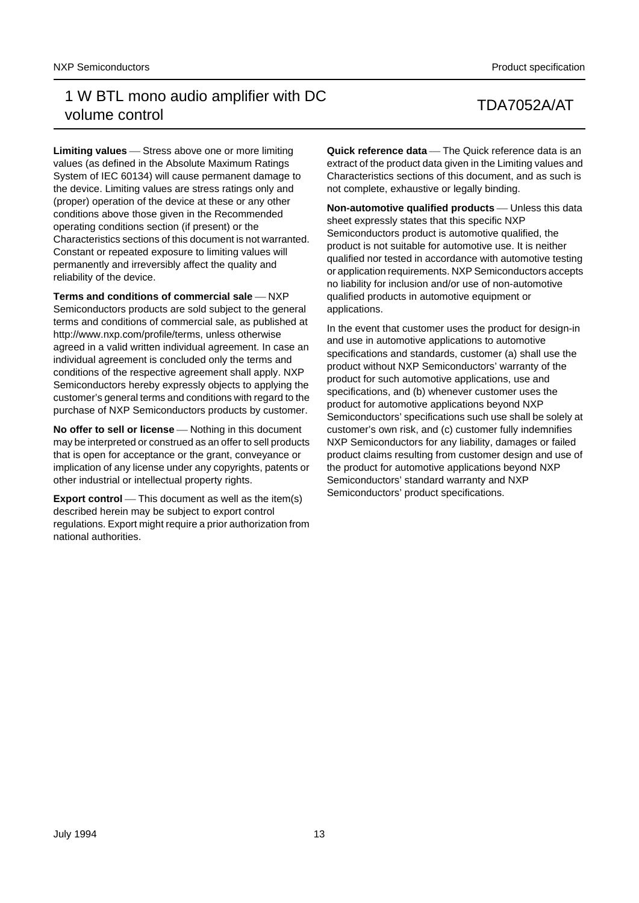**Limiting values** — Stress above one or more limiting values (as defined in the Absolute Maximum Ratings System of IEC 60134) will cause permanent damage to the device. Limiting values are stress ratings only and (proper) operation of the device at these or any other conditions above those given in the Recommended operating conditions section (if present) or the Characteristics sections of this document is not warranted. Constant or repeated exposure to limiting values will permanently and irreversibly affect the quality and reliability of the device.

**Terms and conditions of commercial sale** — NXP Semiconductors products are sold subject to the general terms and conditions of commercial sale, as published at http://www.nxp.com/profile/terms, unless otherwise agreed in a valid written individual agreement. In case an individual agreement is concluded only the terms and conditions of the respective agreement shall apply. NXP Semiconductors hereby expressly objects to applying the customer's general terms and conditions with regard to the purchase of NXP Semiconductors products by customer.

**No offer to sell or license** — Nothing in this document may be interpreted or construed as an offer to sell products that is open for acceptance or the grant, conveyance or implication of any license under any copyrights, patents or other industrial or intellectual property rights.

**Export control** — This document as well as the item(s) described herein may be subject to export control regulations. Export might require a prior authorization from national authorities.

**Quick reference data** — The Quick reference data is an extract of the product data given in the Limiting values and Characteristics sections of this document, and as such is not complete, exhaustive or legally binding.

**Non-automotive qualified products** — Unless this data sheet expressly states that this specific NXP Semiconductors product is automotive qualified, the product is not suitable for automotive use. It is neither qualified nor tested in accordance with automotive testing or application requirements. NXP Semiconductors accepts no liability for inclusion and/or use of non-automotive qualified products in automotive equipment or applications.

In the event that customer uses the product for design-in and use in automotive applications to automotive specifications and standards, customer (a) shall use the product without NXP Semiconductors' warranty of the product for such automotive applications, use and specifications, and (b) whenever customer uses the product for automotive applications beyond NXP Semiconductors' specifications such use shall be solely at customer's own risk, and (c) customer fully indemnifies NXP Semiconductors for any liability, damages or failed product claims resulting from customer design and use of the product for automotive applications beyond NXP Semiconductors' standard warranty and NXP Semiconductors' product specifications.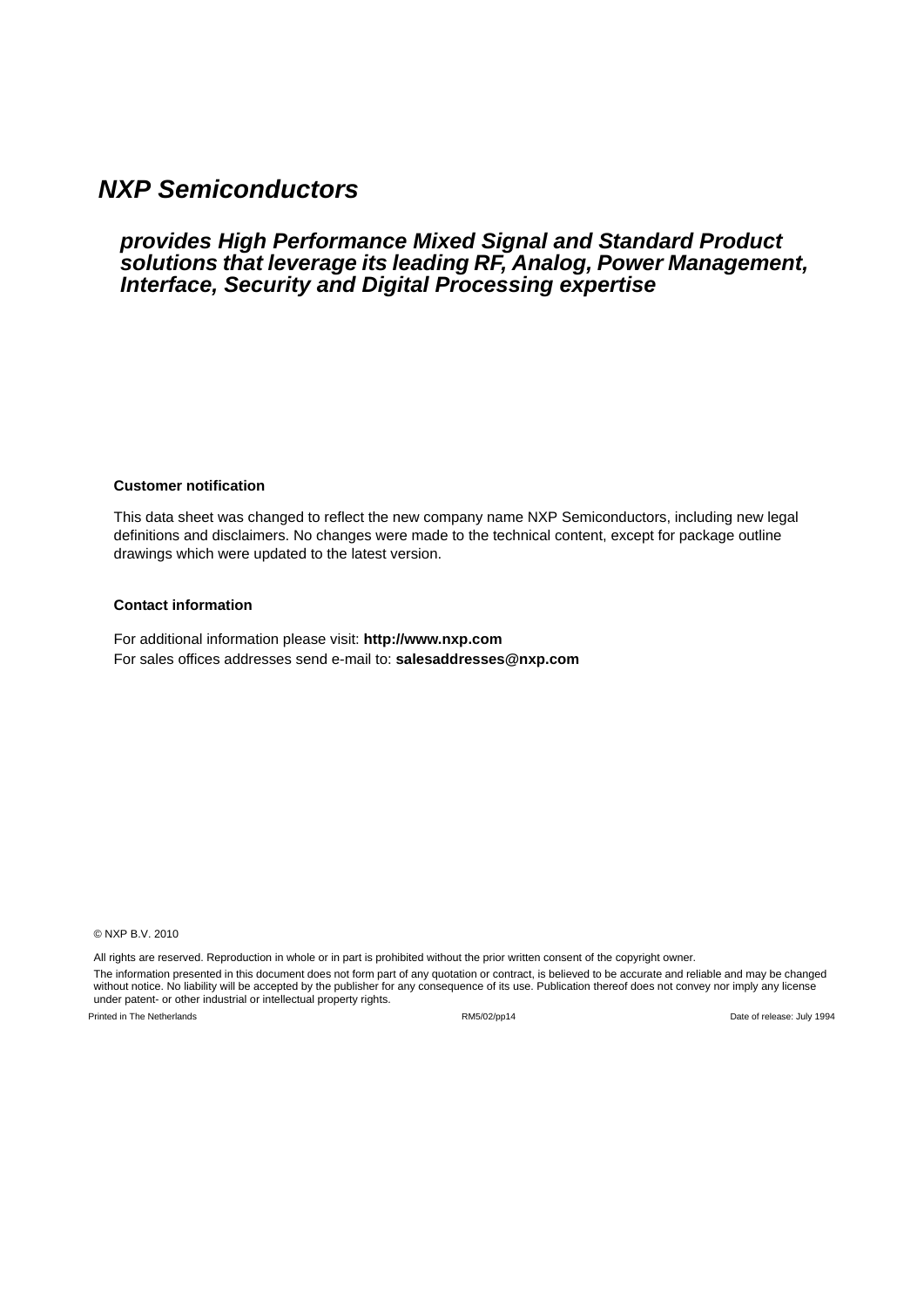# *NXP Semiconductors*

***provides High Performance Mixed Signal and Standard Product solutions that leverage its leading RF, Analog, Power Management, Interface, Security and Digital Processing expertise***

**Customer notification**

This data sheet was changed to reflect the new company name NXP Semiconductors, including new legal definitions and disclaimers. No changes were made to the technical content, except for package outline drawings which were updated to the latest version.

**Contact information**

For additional information please visit: **http://www.nxp.com**
For sales offices addresses send e-mail to: **salesaddresses@nxp.com**

© NXP B.V. 2010

All rights are reserved. Reproduction in whole or in part is prohibited without the prior written consent of the copyright owner.

The information presented in this document does not form part of any quotation or contract, is believed to be accurate and reliable and may be changed without notice. No liability will be accepted by the publisher for any consequence of its use. Publication thereof does not convey nor imply any license under patent- or other industrial or intellectual property rights.

Printed in The Netherlands RM5/02/pp14 Date of release: July 1994